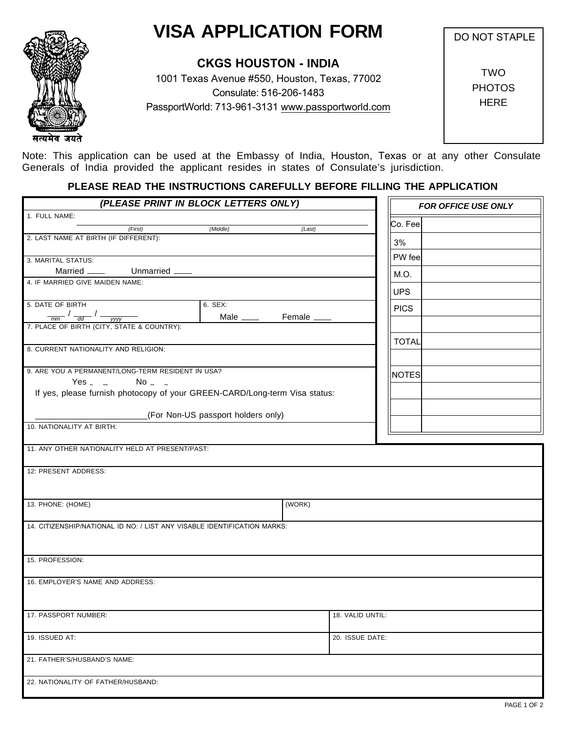सत्यमेव जयते

# VISA APPLICATION FORM

## CKGS HOUSTON - INDIA

1001 Texas Avenue #550, Houston, Texas, 77002

Consulate: 516-206-1483

PassportWorld: 713-961-3131 www.passportworld.com

DO NOT STAPLE

TWO PHOTOS HERE

Note: This application can be used at the Embassy of India, Houston, Texas or at any other Consulate Generals of India provided the applicant resides in states of Consulate's jurisdiction.

**PLEASE READ THE INSTRUCTIONS CAREFULLY BEFORE FILLING THE APPLICATION**

***(PLEASE PRINT IN BLOCK LETTERS ONLY)***

1. FULL NAME: ______________________
   *(First)* *(Middle)* *(Last)*

2. LAST NAME AT BIRTH (IF DIFFERENT):

3. MARITAL STATUS:
   Married ____ Unmarried ____

4. IF MARRIED GIVE MAIDEN NAME:

5. DATE OF BIRTH ____ / ____ / ________
   *mm* *dd* *yyyy*

6. SEX: Male ____ Female ____

7. PLACE OF BIRTH (CITY, STATE & COUNTRY):

8. CURRENT NATIONALITY AND RELIGION:

9. ARE YOU A PERMANENT/LONG-TERM RESIDENT IN USA?
   Yes _ _ No _ _
   If yes, please furnish photocopy of your GREEN-CARD/Long-term Visa status:
   ________________________(For Non-US passport holders only)

10. NATIONALITY AT BIRTH:

| ***FOR OFFICE USE ONLY*** | |
|---|---|
| Co. Fee | |
| 3% | |
| PW fee | |
| M.O. | |
| UPS | |
| PICS | |
| | |
| TOTAL | |
| | |
| NOTES | |
| | |
| | |
| | |

11. ANY OTHER NATIONALITY HELD AT PRESENT/PAST:

12: PRESENT ADDRESS:

13. PHONE: (HOME) (WORK)

14. CITIZENSHIP/NATIONAL ID NO: / LIST ANY VISABLE IDENTIFICATION MARKS:

15. PROFESSION:

16. EMPLOYER'S NAME AND ADDRESS:

17. PASSPORT NUMBER: 18. VALID UNTIL:

19. ISSUED AT: 20. ISSUE DATE:

21. FATHER'S/HUSBAND'S NAME:

22. NATIONALITY OF FATHER/HUSBAND: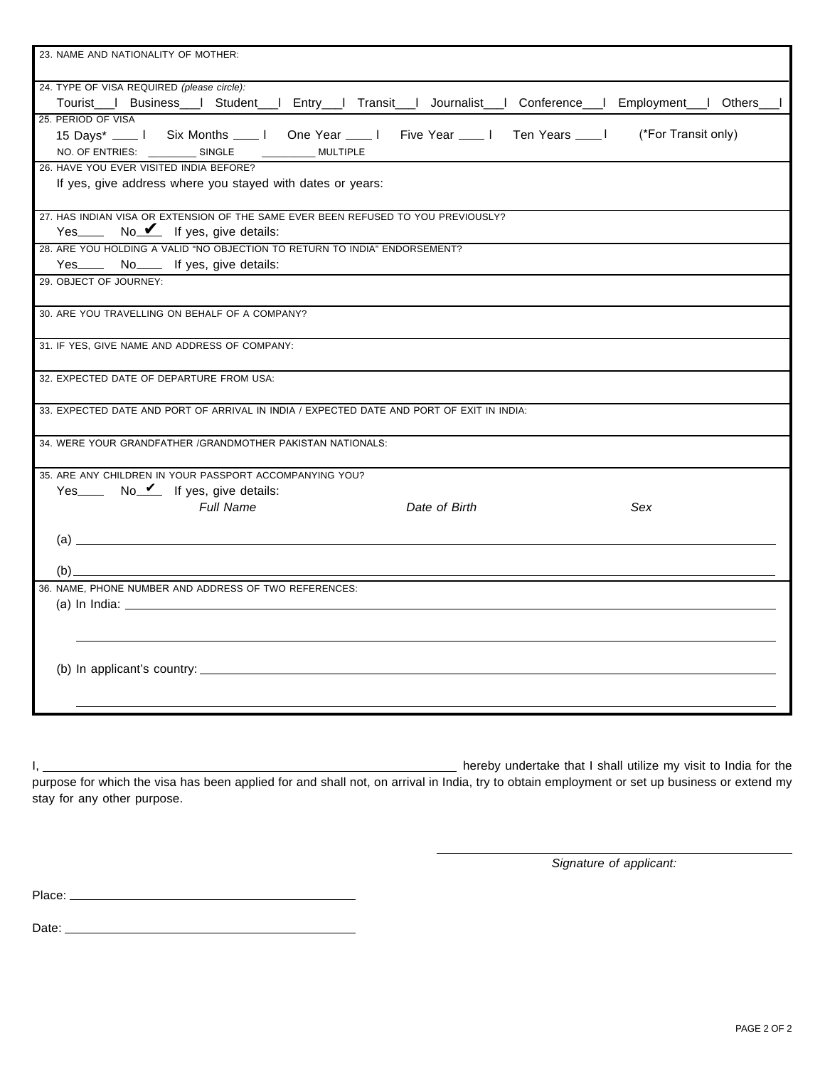23. NAME AND NATIONALITY OF MOTHER:

24. TYPE OF VISA REQUIRED *(please circle)*:
Tourist___| Business___| Student___| Entry___| Transit___| Journalist___| Conference___| Employment___| Others___|

25. PERIOD OF VISA
15 Days* ____ | Six Months ____ | One Year ____ | Five Year ____ | Ten Years ____ | (*For Transit only)
NO. OF ENTRIES: ________ SINGLE ________ MULTIPLE

26. HAVE YOU EVER VISITED INDIA BEFORE?
If yes, give address where you stayed with dates or years:

27. HAS INDIAN VISA OR EXTENSION OF THE SAME EVER BEEN REFUSED TO YOU PREVIOUSLY?
Yes____ No ✔ If yes, give details:

28. ARE YOU HOLDING A VALID "NO OBJECTION TO RETURN TO INDIA" ENDORSEMENT?
Yes____ No____ If yes, give details:

29. OBJECT OF JOURNEY:

30. ARE YOU TRAVELLING ON BEHALF OF A COMPANY?

31. IF YES, GIVE NAME AND ADDRESS OF COMPANY:

32. EXPECTED DATE OF DEPARTURE FROM USA:

33. EXPECTED DATE AND PORT OF ARRIVAL IN INDIA / EXPECTED DATE AND PORT OF EXIT IN INDIA:

34. WERE YOUR GRANDFATHER /GRANDMOTHER PAKISTAN NATIONALS:

35. ARE ANY CHILDREN IN YOUR PASSPORT ACCOMPANYING YOU?
Yes____ No ✔ If yes, give details:

| | *Full Name* | *Date of Birth* | *Sex* |
|---|---|---|---|
| (a) | | | |
| (b) | | | |

36. NAME, PHONE NUMBER AND ADDRESS OF TWO REFERENCES:
(a) In India: ____________________

(b) In applicant's country: ____________________

I, ____________________ hereby undertake that I shall utilize my visit to India for the purpose for which the visa has been applied for and shall not, on arrival in India, try to obtain employment or set up business or extend my stay for any other purpose.

____________________
*Signature of applicant:*

Place: ____________________

Date: ____________________